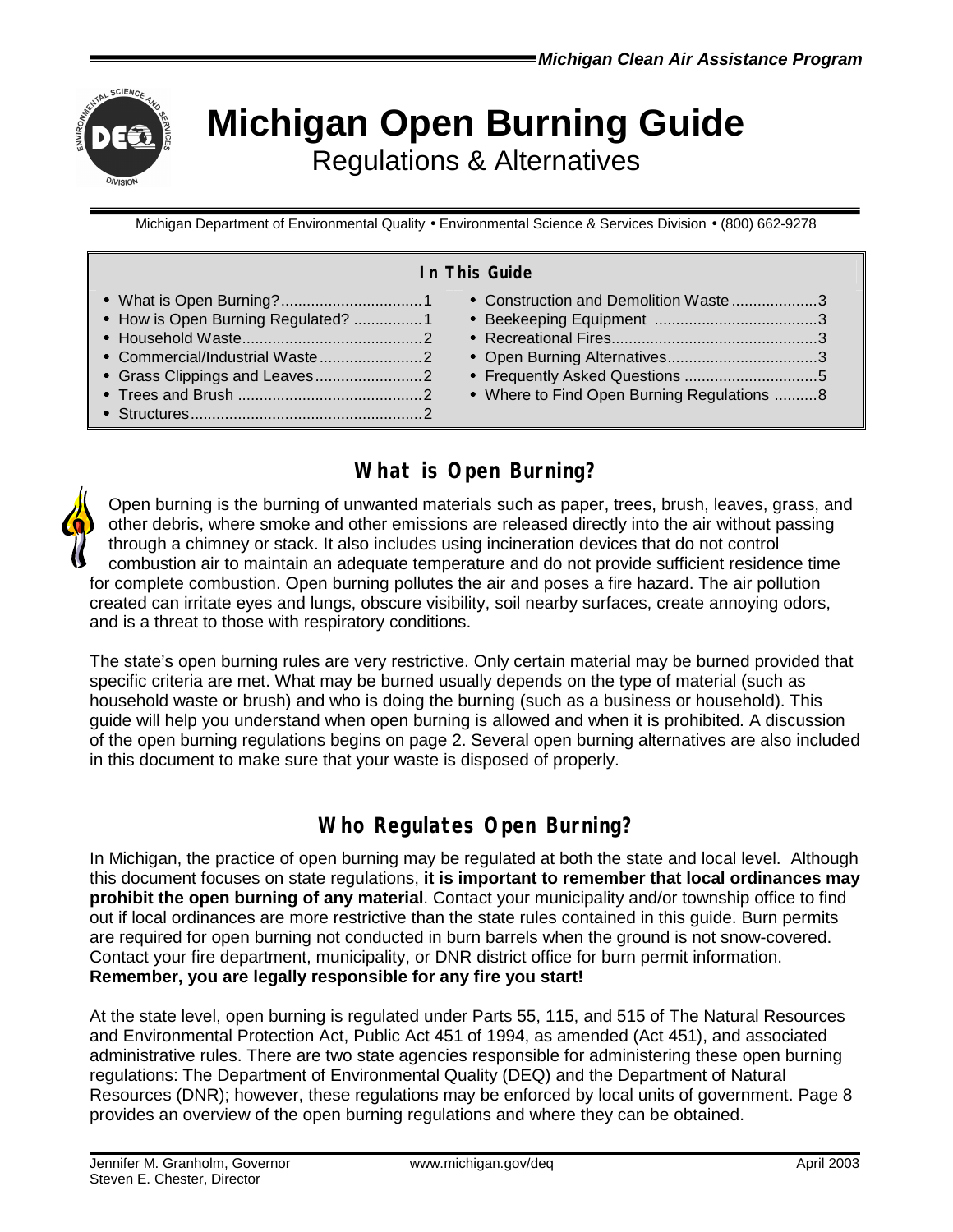*Michigan Clean Air Assistance Program*

# Michigan Open Burning Guide

Regulations & Alternatives

Michigan Department of Environmental Quality • Environmental Science & Services Division • (800) 662-9278

**In This Guide**

- What is Open Burning?.................................1
- How is Open Burning Regulated? ................1
- Household Waste..........................................2
- Commercial/Industrial Waste........................2
- Grass Clippings and Leaves.........................2
- Trees and Brush ...........................................2
- Structures......................................................2
- Construction and Demolition Waste....................3
- Beekeeping Equipment ......................................3
- Recreational Fires................................................3
- Open Burning Alternatives...................................3
- Frequently Asked Questions ...............................5
- Where to Find Open Burning Regulations ..........8

## What is Open Burning?

Open burning is the burning of unwanted materials such as paper, trees, brush, leaves, grass, and other debris, where smoke and other emissions are released directly into the air without passing through a chimney or stack. It also includes using incineration devices that do not control combustion air to maintain an adequate temperature and do not provide sufficient residence time for complete combustion. Open burning pollutes the air and poses a fire hazard. The air pollution created can irritate eyes and lungs, obscure visibility, soil nearby surfaces, create annoying odors, and is a threat to those with respiratory conditions.

The state's open burning rules are very restrictive. Only certain material may be burned provided that specific criteria are met. What may be burned usually depends on the type of material (such as household waste or brush) and who is doing the burning (such as a business or household). This guide will help you understand when open burning is allowed and when it is prohibited. A discussion of the open burning regulations begins on page 2. Several open burning alternatives are also included in this document to make sure that your waste is disposed of properly.

## Who Regulates Open Burning?

In Michigan, the practice of open burning may be regulated at both the state and local level. Although this document focuses on state regulations, **it is important to remember that local ordinances may prohibit the open burning of any material**. Contact your municipality and/or township office to find out if local ordinances are more restrictive than the state rules contained in this guide. Burn permits are required for open burning not conducted in burn barrels when the ground is not snow-covered. Contact your fire department, municipality, or DNR district office for burn permit information. **Remember, you are legally responsible for any fire you start!**

At the state level, open burning is regulated under Parts 55, 115, and 515 of The Natural Resources and Environmental Protection Act, Public Act 451 of 1994, as amended (Act 451), and associated administrative rules. There are two state agencies responsible for administering these open burning regulations: The Department of Environmental Quality (DEQ) and the Department of Natural Resources (DNR); however, these regulations may be enforced by local units of government. Page 8 provides an overview of the open burning regulations and where they can be obtained.

Jennifer M. Granholm, Governor
Steven E. Chester, Director

www.michigan.gov/deq

April 2003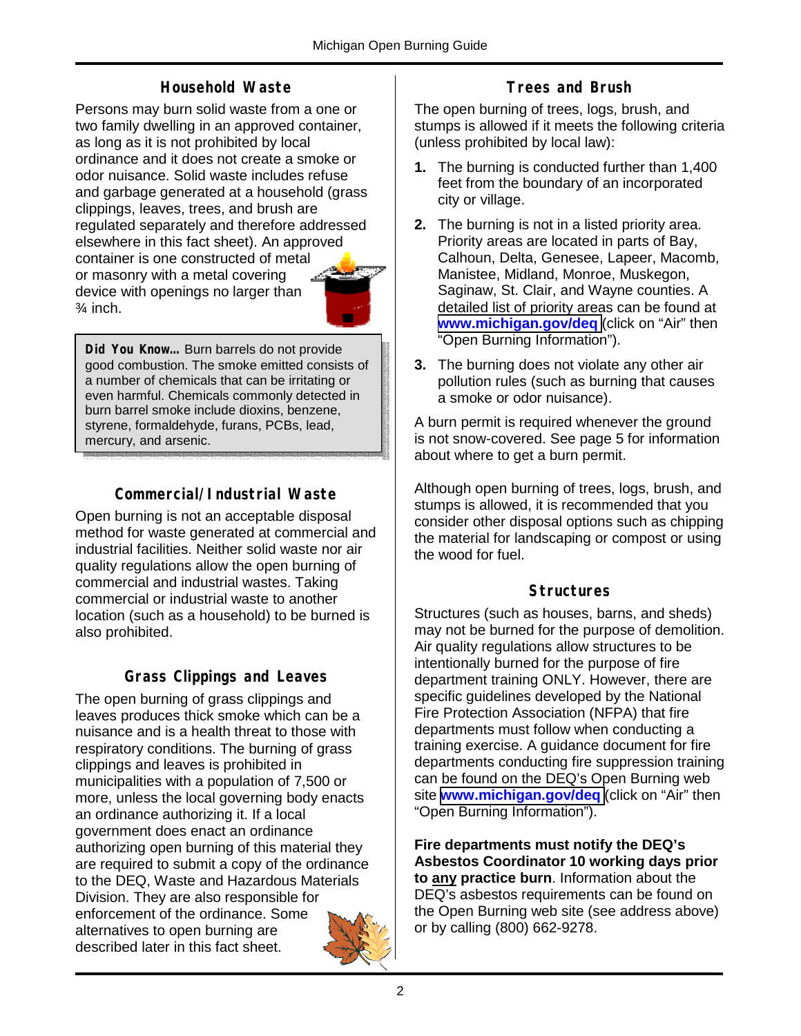## Household Waste

Persons may burn solid waste from a one or two family dwelling in an approved container, as long as it is not prohibited by local ordinance and it does not create a smoke or odor nuisance. Solid waste includes refuse and garbage generated at a household (grass clippings, leaves, trees, and brush are regulated separately and therefore addressed elsewhere in this fact sheet). An approved container is one constructed of metal or masonry with a metal covering device with openings no larger than ¾ inch.

> **Did You Know…** Burn barrels do not provide good combustion. The smoke emitted consists of a number of chemicals that can be irritating or even harmful. Chemicals commonly detected in burn barrel smoke include dioxins, benzene, styrene, formaldehyde, furans, PCBs, lead, mercury, and arsenic.

## Commercial/Industrial Waste

Open burning is not an acceptable disposal method for waste generated at commercial and industrial facilities. Neither solid waste nor air quality regulations allow the open burning of commercial and industrial wastes. Taking commercial or industrial waste to another location (such as a household) to be burned is also prohibited.

## Grass Clippings and Leaves

The open burning of grass clippings and leaves produces thick smoke which can be a nuisance and is a health threat to those with respiratory conditions. The burning of grass clippings and leaves is prohibited in municipalities with a population of 7,500 or more, unless the local governing body enacts an ordinance authorizing it. If a local government does enact an ordinance authorizing open burning of this material they are required to submit a copy of the ordinance to the DEQ, Waste and Hazardous Materials Division. They are also responsible for enforcement of the ordinance. Some alternatives to open burning are described later in this fact sheet.

## Trees and Brush

The open burning of trees, logs, brush, and stumps is allowed if it meets the following criteria (unless prohibited by local law):

1. The burning is conducted further than 1,400 feet from the boundary of an incorporated city or village.
2. The burning is not in a listed priority area. Priority areas are located in parts of Bay, Calhoun, Delta, Genesee, Lapeer, Macomb, Manistee, Midland, Monroe, Muskegon, Saginaw, St. Clair, and Wayne counties. A detailed list of priority areas can be found at **www.michigan.gov/deq** (click on "Air" then "Open Burning Information").
3. The burning does not violate any other air pollution rules (such as burning that causes a smoke or odor nuisance).

A burn permit is required whenever the ground is not snow-covered. See page 5 for information about where to get a burn permit.

Although open burning of trees, logs, brush, and stumps is allowed, it is recommended that you consider other disposal options such as chipping the material for landscaping or compost or using the wood for fuel.

## Structures

Structures (such as houses, barns, and sheds) may not be burned for the purpose of demolition. Air quality regulations allow structures to be intentionally burned for the purpose of fire department training ONLY. However, there are specific guidelines developed by the National Fire Protection Association (NFPA) that fire departments must follow when conducting a training exercise. A guidance document for fire departments conducting fire suppression training can be found on the DEQ's Open Burning web site **www.michigan.gov/deq** (click on "Air" then "Open Burning Information").

**Fire departments must notify the DEQ's Asbestos Coordinator 10 working days prior to any practice burn**. Information about the DEQ's asbestos requirements can be found on the Open Burning web site (see address above) or by calling (800) 662-9278.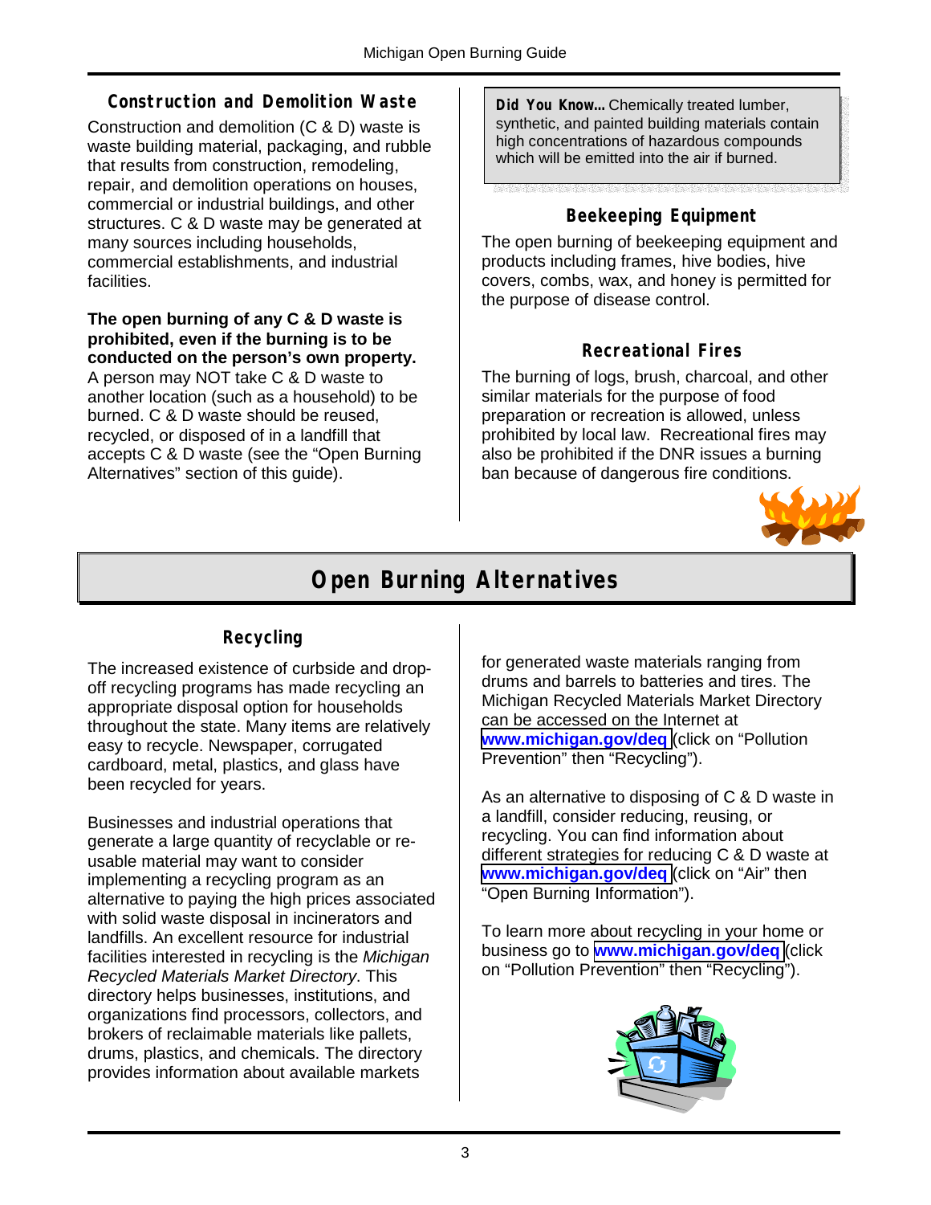## Construction and Demolition Waste

Construction and demolition (C & D) waste is waste building material, packaging, and rubble that results from construction, remodeling, repair, and demolition operations on houses, commercial or industrial buildings, and other structures. C & D waste may be generated at many sources including households, commercial establishments, and industrial facilities.

**The open burning of any C & D waste is prohibited, even if the burning is to be conducted on the person's own property.** A person may NOT take C & D waste to another location (such as a household) to be burned. C & D waste should be reused, recycled, or disposed of in a landfill that accepts C & D waste (see the "Open Burning Alternatives" section of this guide).

**Did You Know…** Chemically treated lumber, synthetic, and painted building materials contain high concentrations of hazardous compounds which will be emitted into the air if burned.

## Beekeeping Equipment

The open burning of beekeeping equipment and products including frames, hive bodies, hive covers, combs, wax, and honey is permitted for the purpose of disease control.

## Recreational Fires

The burning of logs, brush, charcoal, and other similar materials for the purpose of food preparation or recreation is allowed, unless prohibited by local law. Recreational fires may also be prohibited if the DNR issues a burning ban because of dangerous fire conditions.

# Open Burning Alternatives

## Recycling

The increased existence of curbside and drop-off recycling programs has made recycling an appropriate disposal option for households throughout the state. Many items are relatively easy to recycle. Newspaper, corrugated cardboard, metal, plastics, and glass have been recycled for years.

Businesses and industrial operations that generate a large quantity of recyclable or re-usable material may want to consider implementing a recycling program as an alternative to paying the high prices associated with solid waste disposal in incinerators and landfills. An excellent resource for industrial facilities interested in recycling is the *Michigan Recycled Materials Market Directory*. This directory helps businesses, institutions, and organizations find processors, collectors, and brokers of reclaimable materials like pallets, drums, plastics, and chemicals. The directory provides information about available markets for generated waste materials ranging from drums and barrels to batteries and tires. The Michigan Recycled Materials Market Directory can be accessed on the Internet at **www.michigan.gov/deq** (click on "Pollution Prevention" then "Recycling").

As an alternative to disposing of C & D waste in a landfill, consider reducing, reusing, or recycling. You can find information about different strategies for reducing C & D waste at **www.michigan.gov/deq** (click on "Air" then "Open Burning Information").

To learn more about recycling in your home or business go to **www.michigan.gov/deq** (click on "Pollution Prevention" then "Recycling").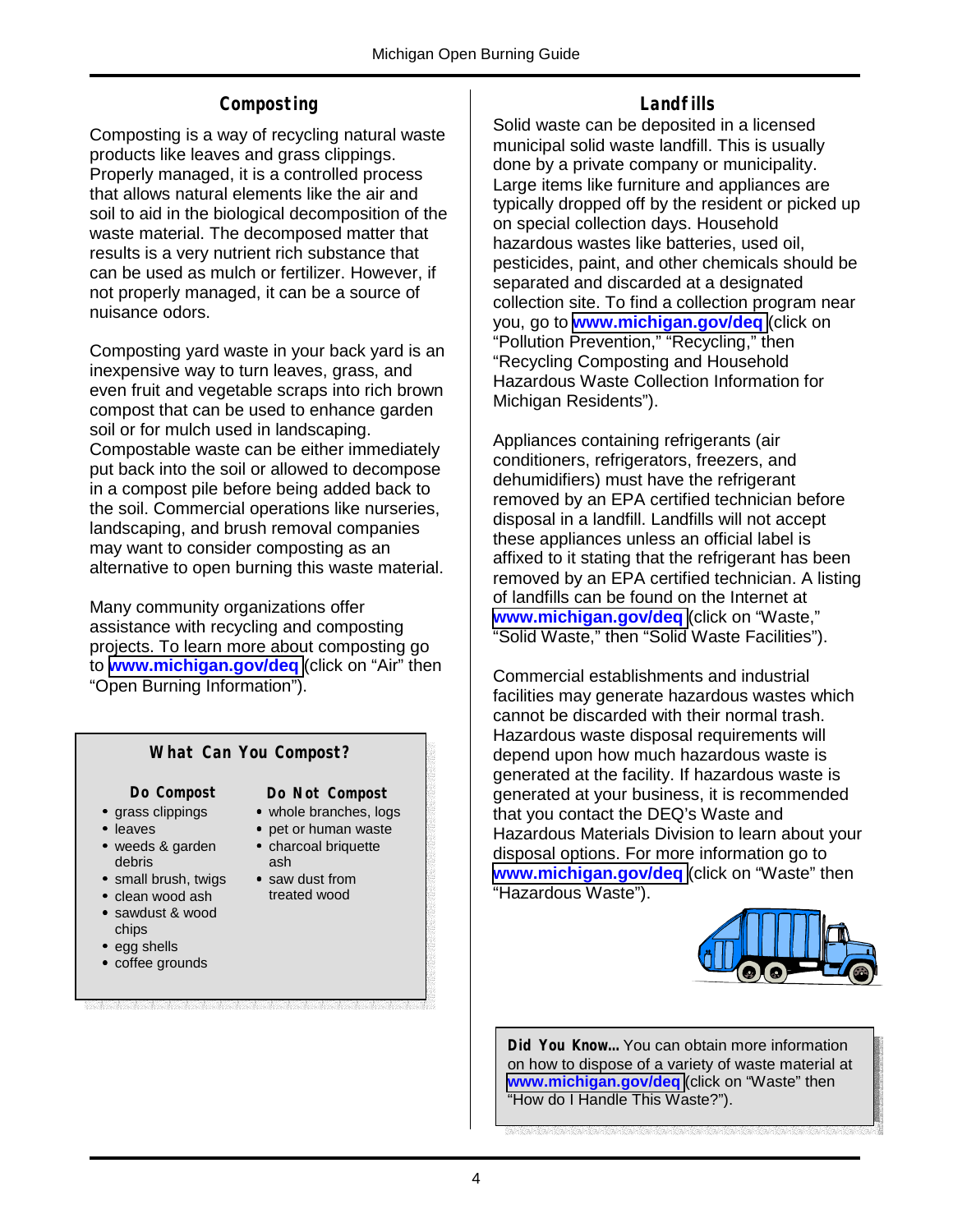## Composting

Composting is a way of recycling natural waste products like leaves and grass clippings. Properly managed, it is a controlled process that allows natural elements like the air and soil to aid in the biological decomposition of the waste material. The decomposed matter that results is a very nutrient rich substance that can be used as mulch or fertilizer. However, if not properly managed, it can be a source of nuisance odors.

Composting yard waste in your back yard is an inexpensive way to turn leaves, grass, and even fruit and vegetable scraps into rich brown compost that can be used to enhance garden soil or for mulch used in landscaping. Compostable waste can be either immediately put back into the soil or allowed to decompose in a compost pile before being added back to the soil. Commercial operations like nurseries, landscaping, and brush removal companies may want to consider composting as an alternative to open burning this waste material.

Many community organizations offer assistance with recycling and composting projects. To learn more about composting go to **www.michigan.gov/deq** (click on "Air" then "Open Burning Information").

### What Can You Compost?

**Do Compost**

- grass clippings
- leaves
- weeds & garden debris
- small brush, twigs
- clean wood ash
- sawdust & wood chips
- egg shells
- coffee grounds

**Do Not Compost**

- whole branches, logs
- pet or human waste
- charcoal briquette ash
- saw dust from treated wood

## Landfills

Solid waste can be deposited in a licensed municipal solid waste landfill. This is usually done by a private company or municipality. Large items like furniture and appliances are typically dropped off by the resident or picked up on special collection days. Household hazardous wastes like batteries, used oil, pesticides, paint, and other chemicals should be separated and discarded at a designated collection site. To find a collection program near you, go to **www.michigan.gov/deq** (click on "Pollution Prevention," "Recycling," then "Recycling Composting and Household Hazardous Waste Collection Information for Michigan Residents").

Appliances containing refrigerants (air conditioners, refrigerators, freezers, and dehumidifiers) must have the refrigerant removed by an EPA certified technician before disposal in a landfill. Landfills will not accept these appliances unless an official label is affixed to it stating that the refrigerant has been removed by an EPA certified technician. A listing of landfills can be found on the Internet at **www.michigan.gov/deq** (click on "Waste," "Solid Waste," then "Solid Waste Facilities").

Commercial establishments and industrial facilities may generate hazardous wastes which cannot be discarded with their normal trash. Hazardous waste disposal requirements will depend upon how much hazardous waste is generated at the facility. If hazardous waste is generated at your business, it is recommended that you contact the DEQ's Waste and Hazardous Materials Division to learn about your disposal options. For more information go to **www.michigan.gov/deq** (click on "Waste" then "Hazardous Waste").

**Did You Know…** You can obtain more information on how to dispose of a variety of waste material at **www.michigan.gov/deq** (click on "Waste" then "How do I Handle This Waste?").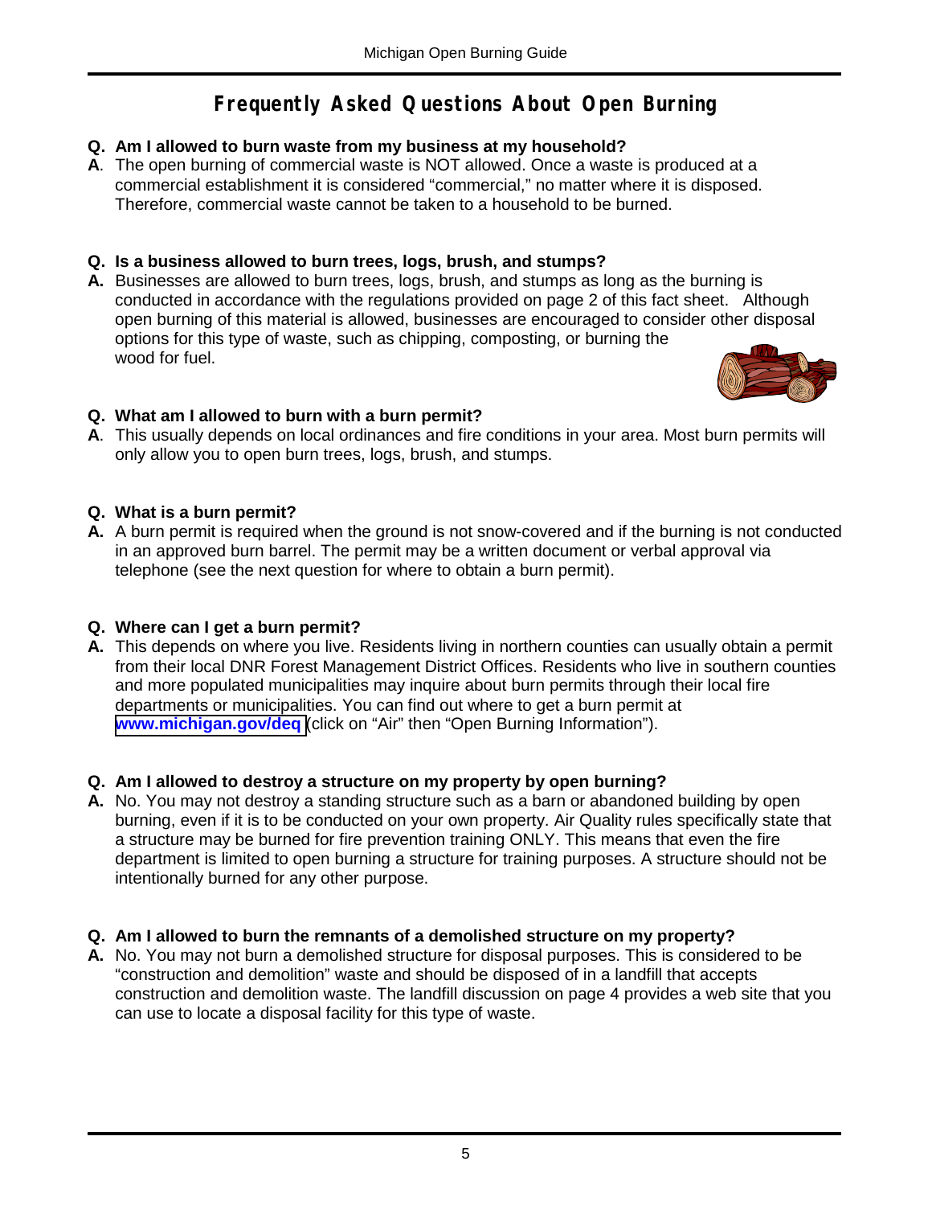# Frequently Asked Questions About Open Burning

**Q. Am I allowed to burn waste from my business at my household?**

**A**. The open burning of commercial waste is NOT allowed. Once a waste is produced at a commercial establishment it is considered "commercial," no matter where it is disposed. Therefore, commercial waste cannot be taken to a household to be burned.

**Q. Is a business allowed to burn trees, logs, brush, and stumps?**

**A.** Businesses are allowed to burn trees, logs, brush, and stumps as long as the burning is conducted in accordance with the regulations provided on page 2 of this fact sheet. Although open burning of this material is allowed, businesses are encouraged to consider other disposal options for this type of waste, such as chipping, composting, or burning the wood for fuel.

**Q. What am I allowed to burn with a burn permit?**

**A**. This usually depends on local ordinances and fire conditions in your area. Most burn permits will only allow you to open burn trees, logs, brush, and stumps.

**Q. What is a burn permit?**

**A.** A burn permit is required when the ground is not snow-covered and if the burning is not conducted in an approved burn barrel. The permit may be a written document or verbal approval via telephone (see the next question for where to obtain a burn permit).

**Q. Where can I get a burn permit?**

**A.** This depends on where you live. Residents living in northern counties can usually obtain a permit from their local DNR Forest Management District Offices. Residents who live in southern counties and more populated municipalities may inquire about burn permits through their local fire departments or municipalities. You can find out where to get a burn permit at **www.michigan.gov/deq** (click on "Air" then "Open Burning Information").

**Q. Am I allowed to destroy a structure on my property by open burning?**

**A.** No. You may not destroy a standing structure such as a barn or abandoned building by open burning, even if it is to be conducted on your own property. Air Quality rules specifically state that a structure may be burned for fire prevention training ONLY. This means that even the fire department is limited to open burning a structure for training purposes. A structure should not be intentionally burned for any other purpose.

**Q. Am I allowed to burn the remnants of a demolished structure on my property?**

**A.** No. You may not burn a demolished structure for disposal purposes. This is considered to be "construction and demolition" waste and should be disposed of in a landfill that accepts construction and demolition waste. The landfill discussion on page 4 provides a web site that you can use to locate a disposal facility for this type of waste.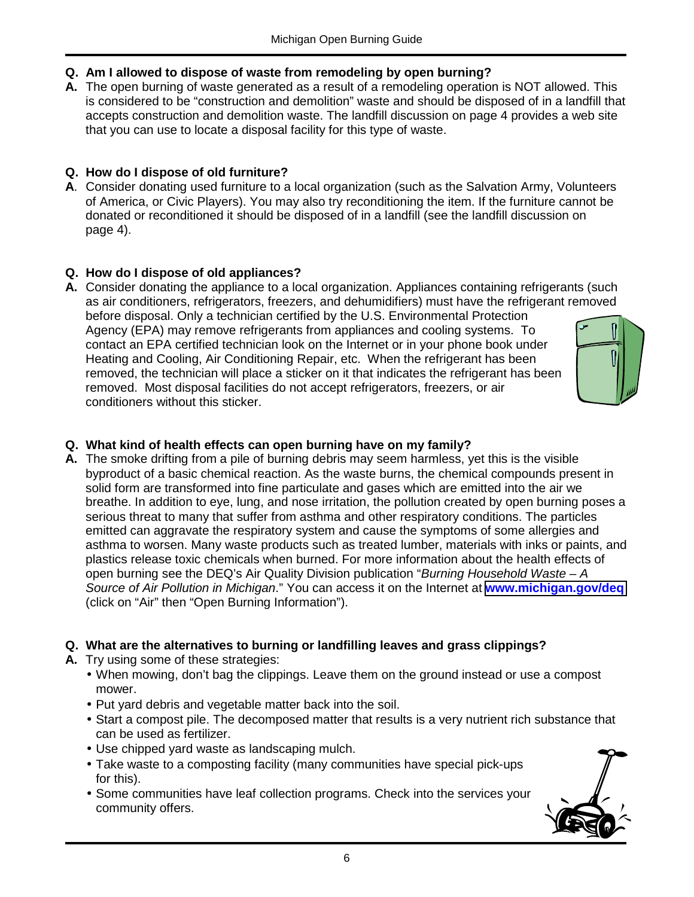**Q. Am I allowed to dispose of waste from remodeling by open burning?**

**A.** The open burning of waste generated as a result of a remodeling operation is NOT allowed. This is considered to be "construction and demolition" waste and should be disposed of in a landfill that accepts construction and demolition waste. The landfill discussion on page 4 provides a web site that you can use to locate a disposal facility for this type of waste.

**Q. How do I dispose of old furniture?**

**A**. Consider donating used furniture to a local organization (such as the Salvation Army, Volunteers of America, or Civic Players). You may also try reconditioning the item. If the furniture cannot be donated or reconditioned it should be disposed of in a landfill (see the landfill discussion on page 4).

**Q. How do I dispose of old appliances?**

**A.** Consider donating the appliance to a local organization. Appliances containing refrigerants (such as air conditioners, refrigerators, freezers, and dehumidifiers) must have the refrigerant removed before disposal. Only a technician certified by the U.S. Environmental Protection Agency (EPA) may remove refrigerants from appliances and cooling systems. To contact an EPA certified technician look on the Internet or in your phone book under Heating and Cooling, Air Conditioning Repair, etc. When the refrigerant has been removed, the technician will place a sticker on it that indicates the refrigerant has been removed. Most disposal facilities do not accept refrigerators, freezers, or air conditioners without this sticker.

**Q. What kind of health effects can open burning have on my family?**

**A.** The smoke drifting from a pile of burning debris may seem harmless, yet this is the visible byproduct of a basic chemical reaction. As the waste burns, the chemical compounds present in solid form are transformed into fine particulate and gases which are emitted into the air we breathe. In addition to eye, lung, and nose irritation, the pollution created by open burning poses a serious threat to many that suffer from asthma and other respiratory conditions. The particles emitted can aggravate the respiratory system and cause the symptoms of some allergies and asthma to worsen. Many waste products such as treated lumber, materials with inks or paints, and plastics release toxic chemicals when burned. For more information about the health effects of open burning see the DEQ's Air Quality Division publication "*Burning Household Waste – A Source of Air Pollution in Michigan*." You can access it on the Internet at **www.michigan.gov/deq** (click on "Air" then "Open Burning Information").

**Q. What are the alternatives to burning or landfilling leaves and grass clippings?**

**A.** Try using some of these strategies:

- When mowing, don't bag the clippings. Leave them on the ground instead or use a compost mower.
- Put yard debris and vegetable matter back into the soil.
- Start a compost pile. The decomposed matter that results is a very nutrient rich substance that can be used as fertilizer.
- Use chipped yard waste as landscaping mulch.
- Take waste to a composting facility (many communities have special pick-ups for this).
- Some communities have leaf collection programs. Check into the services your community offers.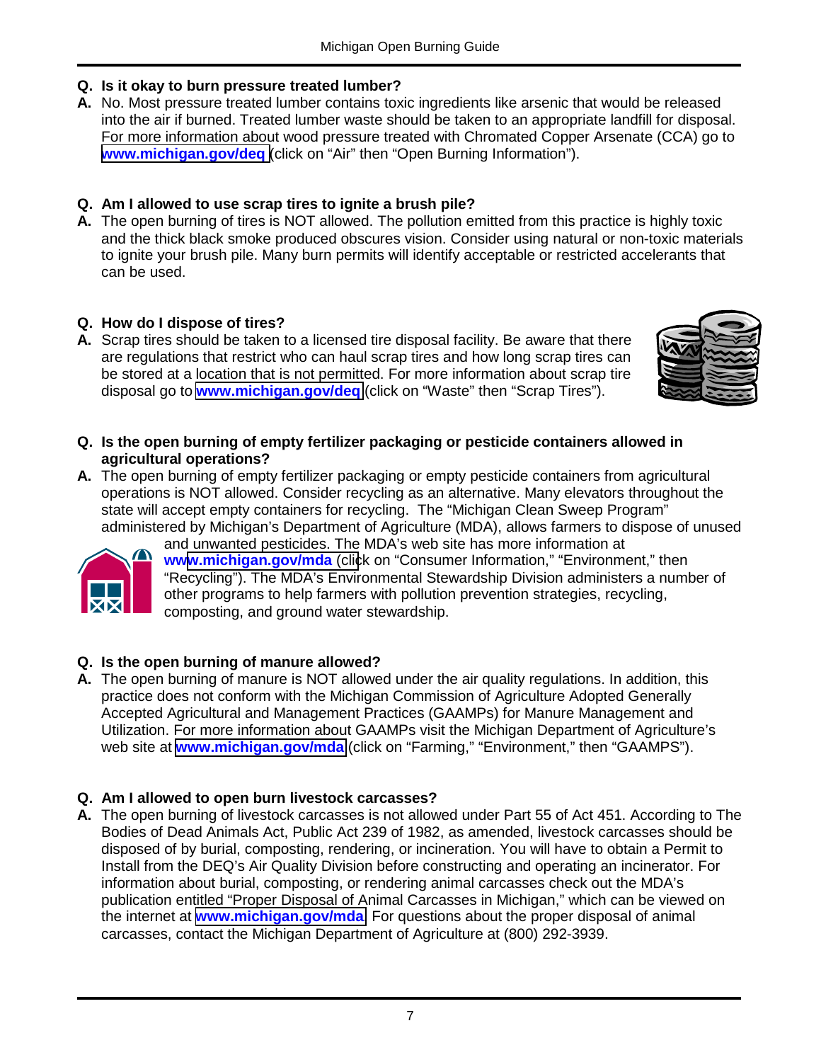**Q. Is it okay to burn pressure treated lumber?**

**A.** No. Most pressure treated lumber contains toxic ingredients like arsenic that would be released into the air if burned. Treated lumber waste should be taken to an appropriate landfill for disposal. For more information about wood pressure treated with Chromated Copper Arsenate (CCA) go to **www.michigan.gov/deq** (click on "Air" then "Open Burning Information").

**Q. Am I allowed to use scrap tires to ignite a brush pile?**

**A.** The open burning of tires is NOT allowed. The pollution emitted from this practice is highly toxic and the thick black smoke produced obscures vision. Consider using natural or non-toxic materials to ignite your brush pile. Many burn permits will identify acceptable or restricted accelerants that can be used.

**Q. How do I dispose of tires?**

**A.** Scrap tires should be taken to a licensed tire disposal facility. Be aware that there are regulations that restrict who can haul scrap tires and how long scrap tires can be stored at a location that is not permitted. For more information about scrap tire disposal go to **www.michigan.gov/deq** (click on "Waste" then "Scrap Tires").

**Q. Is the open burning of empty fertilizer packaging or pesticide containers allowed in agricultural operations?**

**A.** The open burning of empty fertilizer packaging or empty pesticide containers from agricultural operations is NOT allowed. Consider recycling as an alternative. Many elevators throughout the state will accept empty containers for recycling. The "Michigan Clean Sweep Program" administered by Michigan's Department of Agriculture (MDA), allows farmers to dispose of unused and unwanted pesticides. The MDA's web site has more information at **www.michigan.gov/mda** (click on "Consumer Information," "Environment," then "Recycling"). The MDA's Environmental Stewardship Division administers a number of other programs to help farmers with pollution prevention strategies, recycling, composting, and ground water stewardship.

**Q. Is the open burning of manure allowed?**

**A.** The open burning of manure is NOT allowed under the air quality regulations. In addition, this practice does not conform with the Michigan Commission of Agriculture Adopted Generally Accepted Agricultural and Management Practices (GAAMPs) for Manure Management and Utilization. For more information about GAAMPs visit the Michigan Department of Agriculture's web site at **www.michigan.gov/mda** (click on "Farming," "Environment," then "GAAMPS").

**Q. Am I allowed to open burn livestock carcasses?**

**A.** The open burning of livestock carcasses is not allowed under Part 55 of Act 451. According to The Bodies of Dead Animals Act, Public Act 239 of 1982, as amended, livestock carcasses should be disposed of by burial, composting, rendering, or incineration. You will have to obtain a Permit to Install from the DEQ's Air Quality Division before constructing and operating an incinerator. For information about burial, composting, or rendering animal carcasses check out the MDA's publication entitled "Proper Disposal of Animal Carcasses in Michigan," which can be viewed on the internet at **www.michigan.gov/mda**. For questions about the proper disposal of animal carcasses, contact the Michigan Department of Agriculture at (800) 292-3939.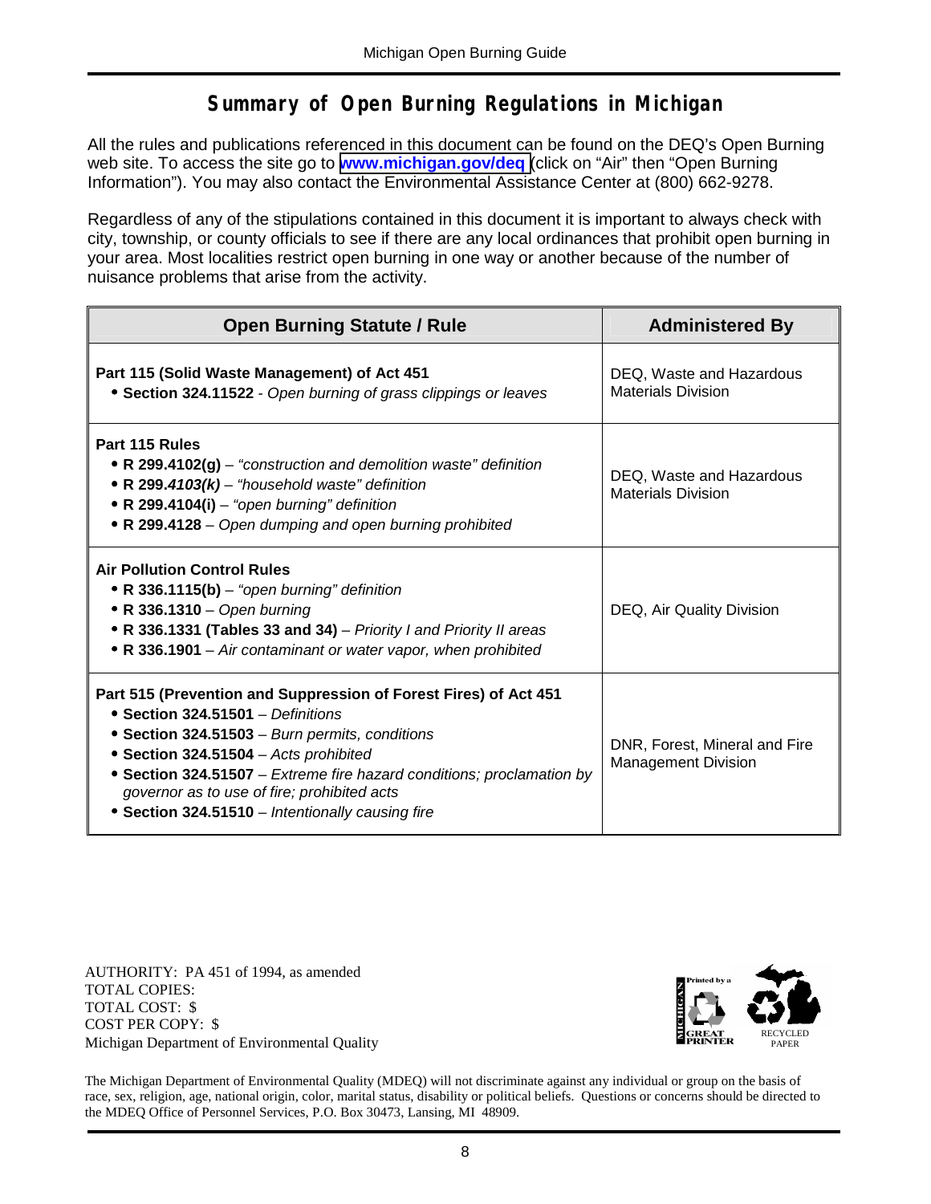# Summary of Open Burning Regulations in Michigan

All the rules and publications referenced in this document can be found on the DEQ's Open Burning web site. To access the site go to **www.michigan.gov/deq** (click on "Air" then "Open Burning Information"). You may also contact the Environmental Assistance Center at (800) 662-9278.

Regardless of any of the stipulations contained in this document it is important to always check with city, township, or county officials to see if there are any local ordinances that prohibit open burning in your area. Most localities restrict open burning in one way or another because of the number of nuisance problems that arise from the activity.

| Open Burning Statute / Rule | Administered By |
|---|---|
| **Part 115 (Solid Waste Management) of Act 451**<br>• **Section 324.11522** - *Open burning of grass clippings or leaves* | DEQ, Waste and Hazardous Materials Division |
| **Part 115 Rules**<br>• **R 299.4102(g)** – *"construction and demolition waste" definition*<br>• **R 299.*4103(k)*** – *"household waste" definition*<br>• **R 299.4104(i)** – *"open burning" definition*<br>• **R 299.4128** – *Open dumping and open burning prohibited* | DEQ, Waste and Hazardous Materials Division |
| **Air Pollution Control Rules**<br>• **R 336.1115(b)** – *"open burning" definition*<br>• **R 336.1310** – *Open burning*<br>• **R 336.1331 (Tables 33 and 34)** – *Priority I and Priority II areas*<br>• **R 336.1901** – *Air contaminant or water vapor, when prohibited* | DEQ, Air Quality Division |
| **Part 515 (Prevention and Suppression of Forest Fires) of Act 451**<br>• **Section 324.51501** – *Definitions*<br>• **Section 324.51503** – *Burn permits, conditions*<br>• **Section 324.51504** – *Acts prohibited*<br>• **Section 324.51507** – *Extreme fire hazard conditions; proclamation by governor as to use of fire; prohibited acts*<br>• **Section 324.51510** – *Intentionally causing fire* | DNR, Forest, Mineral and Fire Management Division |

AUTHORITY: PA 451 of 1994, as amended
TOTAL COPIES:
TOTAL COST: $
COST PER COPY: $
Michigan Department of Environmental Quality

Printed by a MICHIGAN GREAT PRINTER

RECYCLED PAPER

The Michigan Department of Environmental Quality (MDEQ) will not discriminate against any individual or group on the basis of race, sex, religion, age, national origin, color, marital status, disability or political beliefs. Questions or concerns should be directed to the MDEQ Office of Personnel Services, P.O. Box 30473, Lansing, MI 48909.